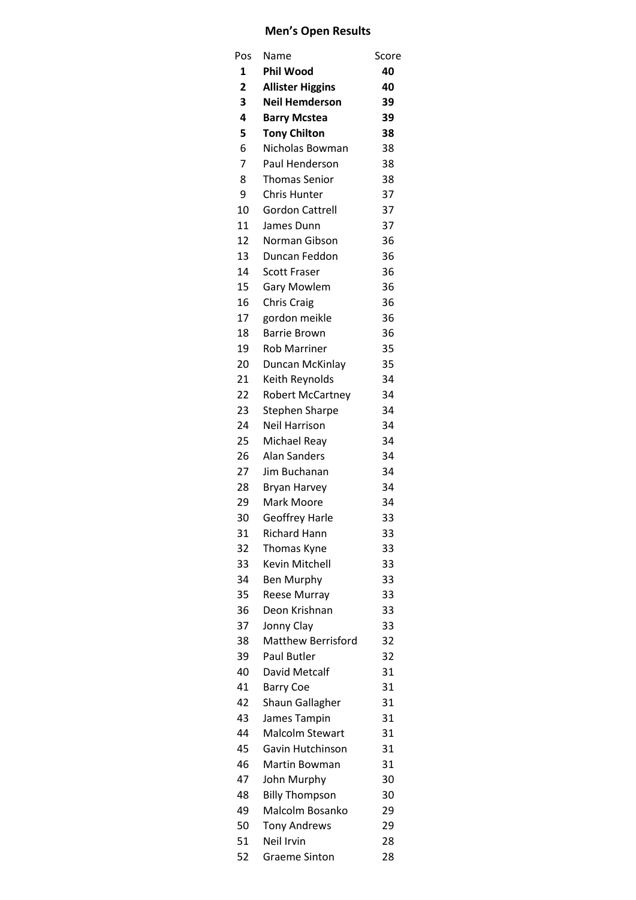# Men's Open Results

| Pos | Name | Score |
|---|---|---|
| **1** | **Phil Wood** | **40** |
| **2** | **Allister Higgins** | **40** |
| **3** | **Neil Hemderson** | **39** |
| **4** | **Barry Mcstea** | **39** |
| **5** | **Tony Chilton** | **38** |
| 6 | Nicholas Bowman | 38 |
| 7 | Paul Henderson | 38 |
| 8 | Thomas Senior | 38 |
| 9 | Chris Hunter | 37 |
| 10 | Gordon Cattrell | 37 |
| 11 | James Dunn | 37 |
| 12 | Norman Gibson | 36 |
| 13 | Duncan Feddon | 36 |
| 14 | Scott Fraser | 36 |
| 15 | Gary Mowlem | 36 |
| 16 | Chris Craig | 36 |
| 17 | gordon meikle | 36 |
| 18 | Barrie Brown | 36 |
| 19 | Rob Marriner | 35 |
| 20 | Duncan McKinlay | 35 |
| 21 | Keith Reynolds | 34 |
| 22 | Robert McCartney | 34 |
| 23 | Stephen Sharpe | 34 |
| 24 | Neil Harrison | 34 |
| 25 | Michael Reay | 34 |
| 26 | Alan Sanders | 34 |
| 27 | Jim Buchanan | 34 |
| 28 | Bryan Harvey | 34 |
| 29 | Mark Moore | 34 |
| 30 | Geoffrey Harle | 33 |
| 31 | Richard Hann | 33 |
| 32 | Thomas Kyne | 33 |
| 33 | Kevin Mitchell | 33 |
| 34 | Ben Murphy | 33 |
| 35 | Reese Murray | 33 |
| 36 | Deon Krishnan | 33 |
| 37 | Jonny Clay | 33 |
| 38 | Matthew Berrisford | 32 |
| 39 | Paul Butler | 32 |
| 40 | David Metcalf | 31 |
| 41 | Barry Coe | 31 |
| 42 | Shaun Gallagher | 31 |
| 43 | James Tampin | 31 |
| 44 | Malcolm Stewart | 31 |
| 45 | Gavin Hutchinson | 31 |
| 46 | Martin Bowman | 31 |
| 47 | John Murphy | 30 |
| 48 | Billy Thompson | 30 |
| 49 | Malcolm Bosanko | 29 |
| 50 | Tony Andrews | 29 |
| 51 | Neil Irvin | 28 |
| 52 | Graeme Sinton | 28 |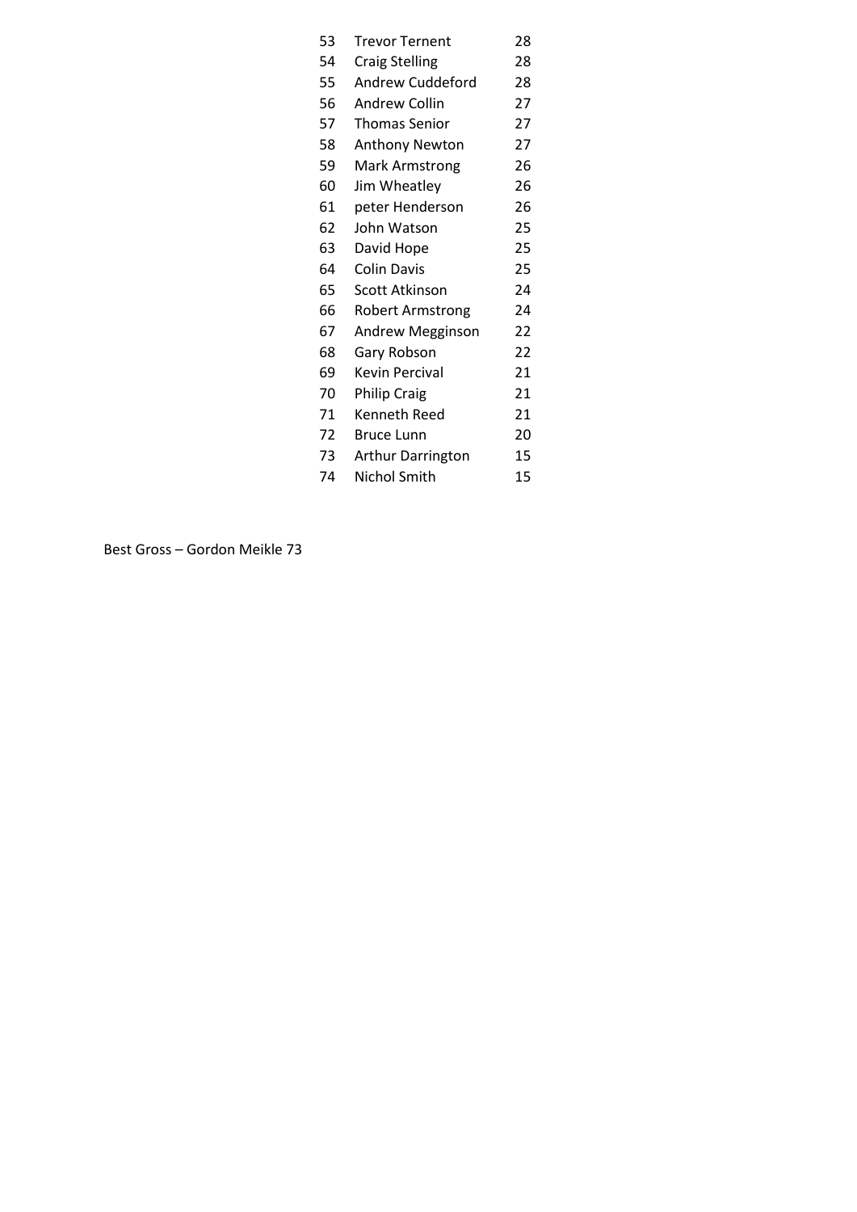| | | |
|---|---|---|
| 53 | Trevor Ternent | 28 |
| 54 | Craig Stelling | 28 |
| 55 | Andrew Cuddeford | 28 |
| 56 | Andrew Collin | 27 |
| 57 | Thomas Senior | 27 |
| 58 | Anthony Newton | 27 |
| 59 | Mark Armstrong | 26 |
| 60 | Jim Wheatley | 26 |
| 61 | peter Henderson | 26 |
| 62 | John Watson | 25 |
| 63 | David Hope | 25 |
| 64 | Colin Davis | 25 |
| 65 | Scott Atkinson | 24 |
| 66 | Robert Armstrong | 24 |
| 67 | Andrew Megginson | 22 |
| 68 | Gary Robson | 22 |
| 69 | Kevin Percival | 21 |
| 70 | Philip Craig | 21 |
| 71 | Kenneth Reed | 21 |
| 72 | Bruce Lunn | 20 |
| 73 | Arthur Darrington | 15 |
| 74 | Nichol Smith | 15 |

Best Gross – Gordon Meikle 73